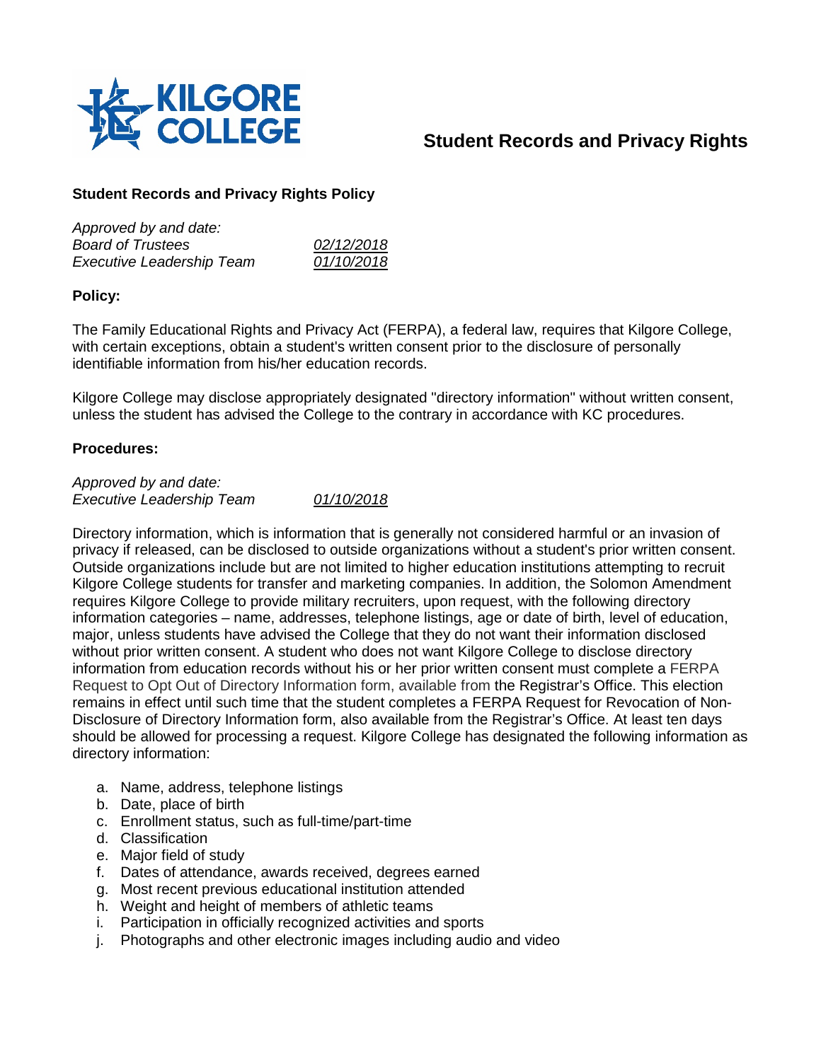# Student Records and Privacy Rights

**Student Records and Privacy Rights Policy**

*Approved by and date:*
*Board of Trustees* *02/12/2018*
*Executive Leadership Team* *01/10/2018*

**Policy:**

The Family Educational Rights and Privacy Act (FERPA), a federal law, requires that Kilgore College, with certain exceptions, obtain a student's written consent prior to the disclosure of personally identifiable information from his/her education records.

Kilgore College may disclose appropriately designated "directory information" without written consent, unless the student has advised the College to the contrary in accordance with KC procedures.

**Procedures:**

*Approved by and date:*
*Executive Leadership Team* *01/10/2018*

Directory information, which is information that is generally not considered harmful or an invasion of privacy if released, can be disclosed to outside organizations without a student's prior written consent. Outside organizations include but are not limited to higher education institutions attempting to recruit Kilgore College students for transfer and marketing companies. In addition, the Solomon Amendment requires Kilgore College to provide military recruiters, upon request, with the following directory information categories – name, addresses, telephone listings, age or date of birth, level of education, major, unless students have advised the College that they do not want their information disclosed without prior written consent. A student who does not want Kilgore College to disclose directory information from education records without his or her prior written consent must complete a FERPA Request to Opt Out of Directory Information form, available from the Registrar's Office. This election remains in effect until such time that the student completes a FERPA Request for Revocation of Non-Disclosure of Directory Information form, also available from the Registrar's Office. At least ten days should be allowed for processing a request. Kilgore College has designated the following information as directory information:

a. Name, address, telephone listings
b. Date, place of birth
c. Enrollment status, such as full-time/part-time
d. Classification
e. Major field of study
f. Dates of attendance, awards received, degrees earned
g. Most recent previous educational institution attended
h. Weight and height of members of athletic teams
i. Participation in officially recognized activities and sports
j. Photographs and other electronic images including audio and video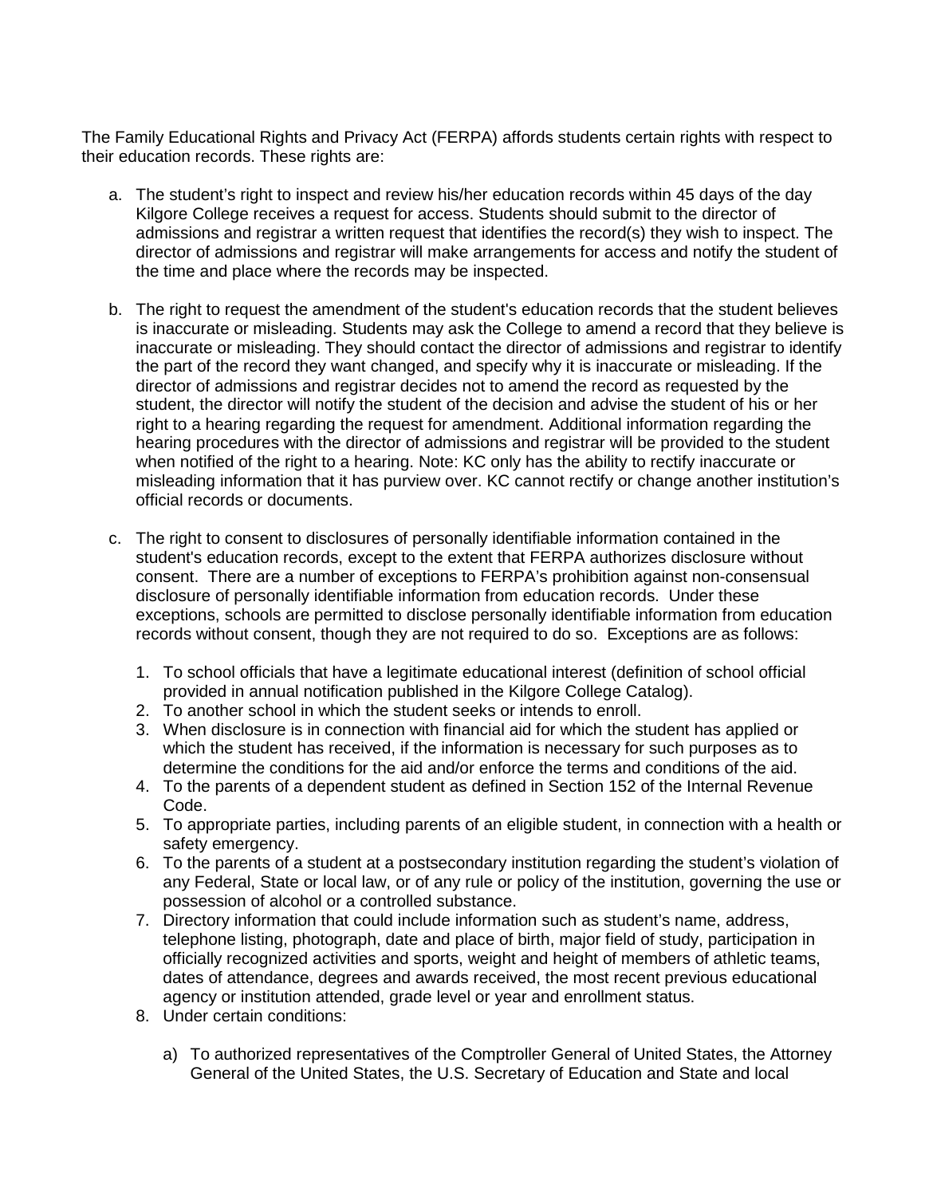The Family Educational Rights and Privacy Act (FERPA) affords students certain rights with respect to their education records. These rights are:

a. The student's right to inspect and review his/her education records within 45 days of the day Kilgore College receives a request for access. Students should submit to the director of admissions and registrar a written request that identifies the record(s) they wish to inspect. The director of admissions and registrar will make arrangements for access and notify the student of the time and place where the records may be inspected.

b. The right to request the amendment of the student's education records that the student believes is inaccurate or misleading. Students may ask the College to amend a record that they believe is inaccurate or misleading. They should contact the director of admissions and registrar to identify the part of the record they want changed, and specify why it is inaccurate or misleading. If the director of admissions and registrar decides not to amend the record as requested by the student, the director will notify the student of the decision and advise the student of his or her right to a hearing regarding the request for amendment. Additional information regarding the hearing procedures with the director of admissions and registrar will be provided to the student when notified of the right to a hearing. Note: KC only has the ability to rectify inaccurate or misleading information that it has purview over. KC cannot rectify or change another institution's official records or documents.

c. The right to consent to disclosures of personally identifiable information contained in the student's education records, except to the extent that FERPA authorizes disclosure without consent. There are a number of exceptions to FERPA's prohibition against non-consensual disclosure of personally identifiable information from education records. Under these exceptions, schools are permitted to disclose personally identifiable information from education records without consent, though they are not required to do so. Exceptions are as follows:

   1. To school officials that have a legitimate educational interest (definition of school official provided in annual notification published in the Kilgore College Catalog).
   2. To another school in which the student seeks or intends to enroll.
   3. When disclosure is in connection with financial aid for which the student has applied or which the student has received, if the information is necessary for such purposes as to determine the conditions for the aid and/or enforce the terms and conditions of the aid.
   4. To the parents of a dependent student as defined in Section 152 of the Internal Revenue Code.
   5. To appropriate parties, including parents of an eligible student, in connection with a health or safety emergency.
   6. To the parents of a student at a postsecondary institution regarding the student's violation of any Federal, State or local law, or of any rule or policy of the institution, governing the use or possession of alcohol or a controlled substance.
   7. Directory information that could include information such as student's name, address, telephone listing, photograph, date and place of birth, major field of study, participation in officially recognized activities and sports, weight and height of members of athletic teams, dates of attendance, degrees and awards received, the most recent previous educational agency or institution attended, grade level or year and enrollment status.
   8. Under certain conditions:

      a) To authorized representatives of the Comptroller General of United States, the Attorney General of the United States, the U.S. Secretary of Education and State and local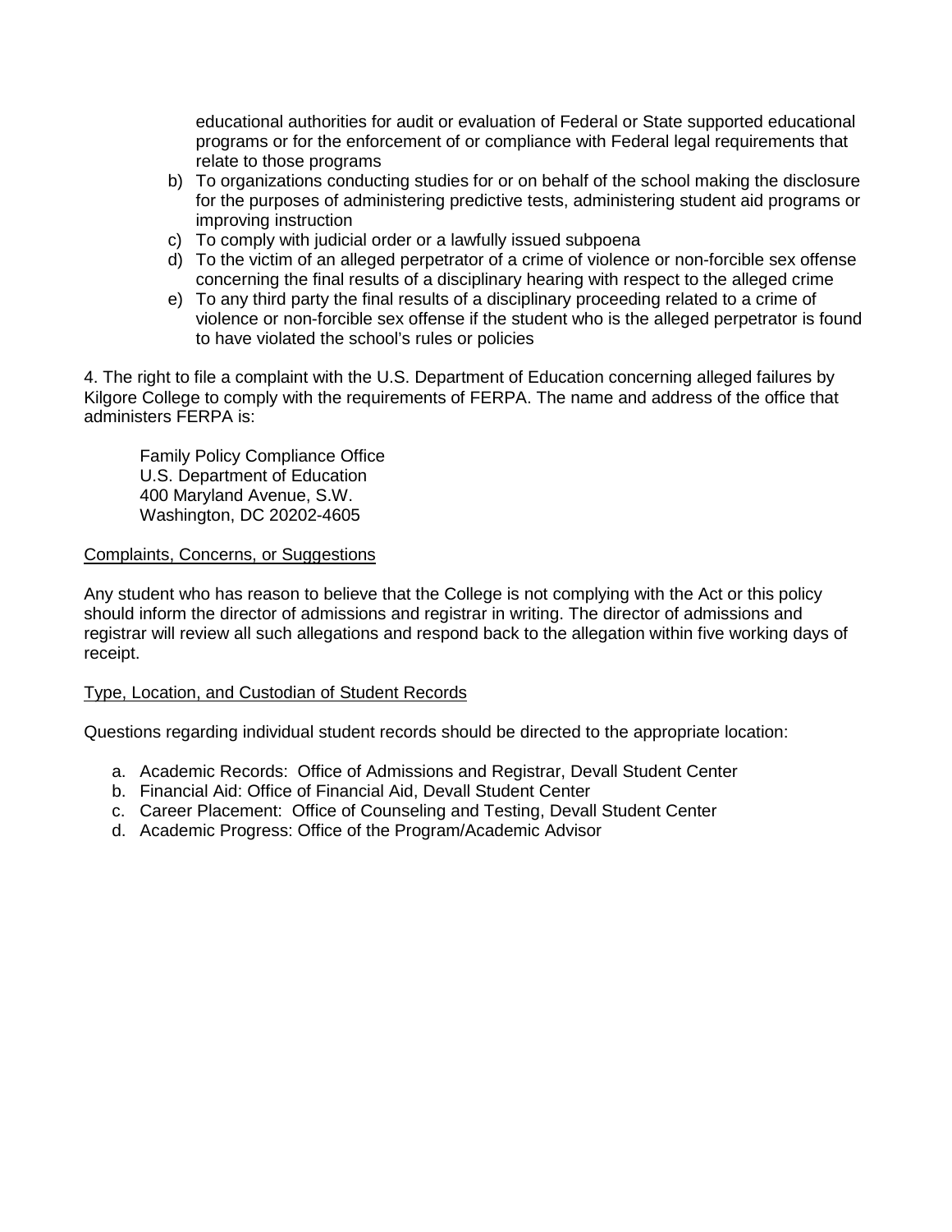educational authorities for audit or evaluation of Federal or State supported educational programs or for the enforcement of or compliance with Federal legal requirements that relate to those programs

b) To organizations conducting studies for or on behalf of the school making the disclosure for the purposes of administering predictive tests, administering student aid programs or improving instruction
c) To comply with judicial order or a lawfully issued subpoena
d) To the victim of an alleged perpetrator of a crime of violence or non-forcible sex offense concerning the final results of a disciplinary hearing with respect to the alleged crime
e) To any third party the final results of a disciplinary proceeding related to a crime of violence or non-forcible sex offense if the student who is the alleged perpetrator is found to have violated the school's rules or policies

4. The right to file a complaint with the U.S. Department of Education concerning alleged failures by Kilgore College to comply with the requirements of FERPA. The name and address of the office that administers FERPA is:

Family Policy Compliance Office
U.S. Department of Education
400 Maryland Avenue, S.W.
Washington, DC 20202-4605

<u>Complaints, Concerns, or Suggestions</u>

Any student who has reason to believe that the College is not complying with the Act or this policy should inform the director of admissions and registrar in writing. The director of admissions and registrar will review all such allegations and respond back to the allegation within five working days of receipt.

<u>Type, Location, and Custodian of Student Records</u>

Questions regarding individual student records should be directed to the appropriate location:

a. Academic Records: Office of Admissions and Registrar, Devall Student Center
b. Financial Aid: Office of Financial Aid, Devall Student Center
c. Career Placement: Office of Counseling and Testing, Devall Student Center
d. Academic Progress: Office of the Program/Academic Advisor